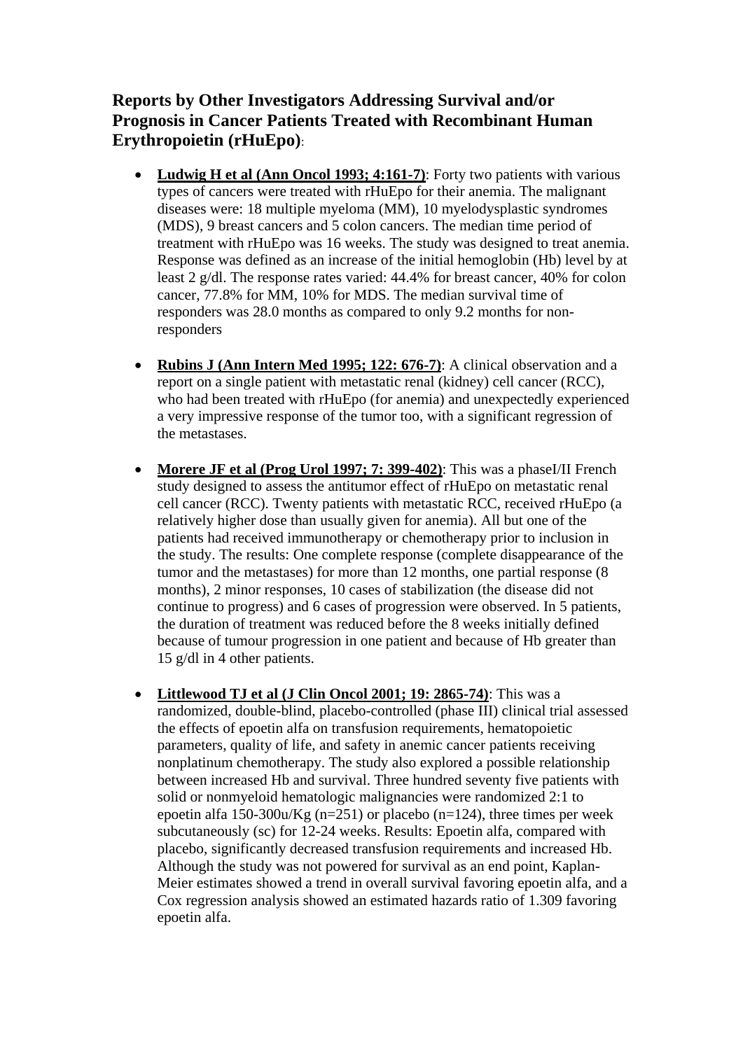## Reports by Other Investigators Addressing Survival and/or Prognosis in Cancer Patients Treated with Recombinant Human Erythropoietin (rHuEpo):

- **Ludwig H et al (Ann Oncol 1993; 4:161-7)**: Forty two patients with various types of cancers were treated with rHuEpo for their anemia. The malignant diseases were: 18 multiple myeloma (MM), 10 myelodysplastic syndromes (MDS), 9 breast cancers and 5 colon cancers. The median time period of treatment with rHuEpo was 16 weeks. The study was designed to treat anemia. Response was defined as an increase of the initial hemoglobin (Hb) level by at least 2 g/dl. The response rates varied: 44.4% for breast cancer, 40% for colon cancer, 77.8% for MM, 10% for MDS. The median survival time of responders was 28.0 months as compared to only 9.2 months for non-responders

- **Rubins J (Ann Intern Med 1995; 122: 676-7)**: A clinical observation and a report on a single patient with metastatic renal (kidney) cell cancer (RCC), who had been treated with rHuEpo (for anemia) and unexpectedly experienced a very impressive response of the tumor too, with a significant regression of the metastases.

- **Morere JF et al (Prog Urol 1997; 7: 399-402)**: This was a phaseI/II French study designed to assess the antitumor effect of rHuEpo on metastatic renal cell cancer (RCC). Twenty patients with metastatic RCC, received rHuEpo (a relatively higher dose than usually given for anemia). All but one of the patients had received immunotherapy or chemotherapy prior to inclusion in the study. The results: One complete response (complete disappearance of the tumor and the metastases) for more than 12 months, one partial response (8 months), 2 minor responses, 10 cases of stabilization (the disease did not continue to progress) and 6 cases of progression were observed. In 5 patients, the duration of treatment was reduced before the 8 weeks initially defined because of tumour progression in one patient and because of Hb greater than 15 g/dl in 4 other patients.

- **Littlewood TJ et al (J Clin Oncol 2001; 19: 2865-74)**: This was a randomized, double-blind, placebo-controlled (phase III) clinical trial assessed the effects of epoetin alfa on transfusion requirements, hematopoietic parameters, quality of life, and safety in anemic cancer patients receiving nonplatinum chemotherapy. The study also explored a possible relationship between increased Hb and survival. Three hundred seventy five patients with solid or nonmyeloid hematologic malignancies were randomized 2:1 to epoetin alfa 150-300u/Kg (n=251) or placebo (n=124), three times per week subcutaneously (sc) for 12-24 weeks. Results: Epoetin alfa, compared with placebo, significantly decreased transfusion requirements and increased Hb. Although the study was not powered for survival as an end point, Kaplan-Meier estimates showed a trend in overall survival favoring epoetin alfa, and a Cox regression analysis showed an estimated hazards ratio of 1.309 favoring epoetin alfa.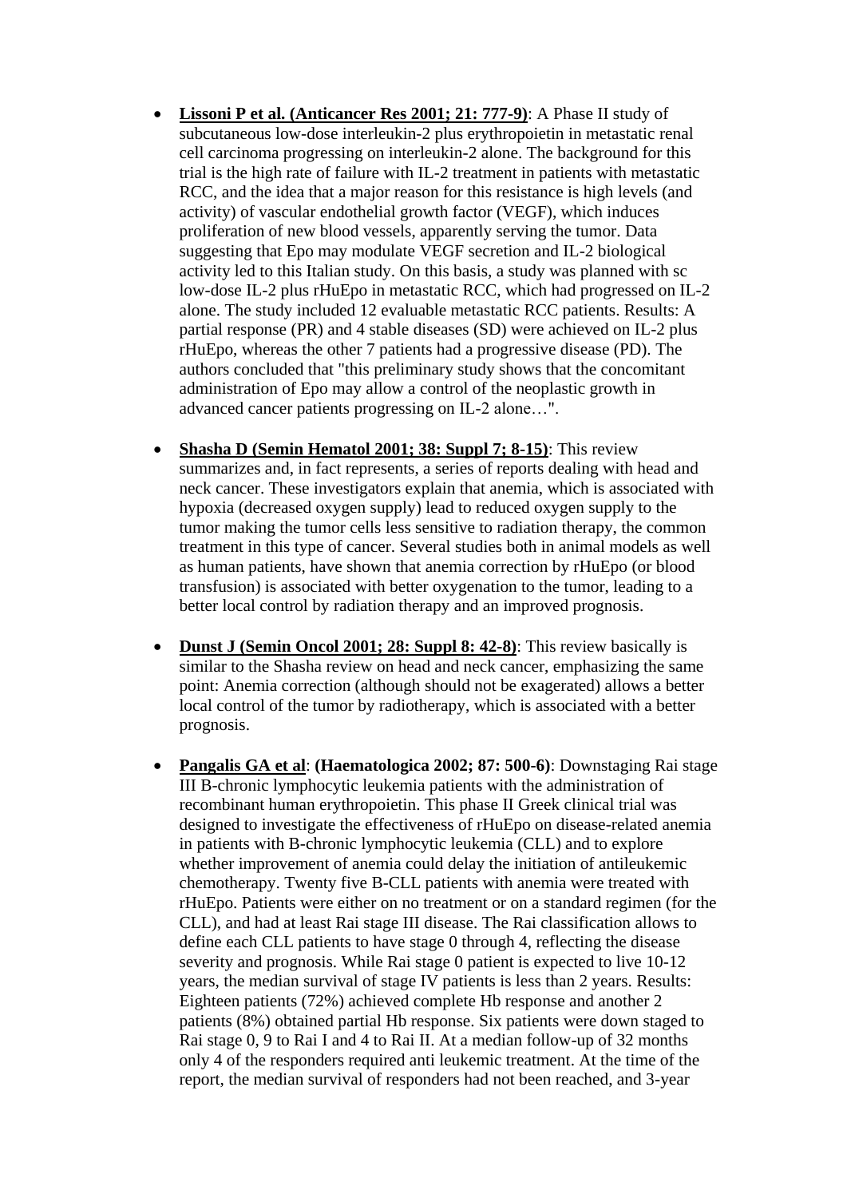- **Lissoni P et al. (Anticancer Res 2001; 21: 777-9)**: A Phase II study of subcutaneous low-dose interleukin-2 plus erythropoietin in metastatic renal cell carcinoma progressing on interleukin-2 alone. The background for this trial is the high rate of failure with IL-2 treatment in patients with metastatic RCC, and the idea that a major reason for this resistance is high levels (and activity) of vascular endothelial growth factor (VEGF), which induces proliferation of new blood vessels, apparently serving the tumor. Data suggesting that Epo may modulate VEGF secretion and IL-2 biological activity led to this Italian study. On this basis, a study was planned with sc low-dose IL-2 plus rHuEpo in metastatic RCC, which had progressed on IL-2 alone. The study included 12 evaluable metastatic RCC patients. Results: A partial response (PR) and 4 stable diseases (SD) were achieved on IL-2 plus rHuEpo, whereas the other 7 patients had a progressive disease (PD). The authors concluded that "this preliminary study shows that the concomitant administration of Epo may allow a control of the neoplastic growth in advanced cancer patients progressing on IL-2 alone…".

- **Shasha D (Semin Hematol 2001; 38: Suppl 7; 8-15)**: This review summarizes and, in fact represents, a series of reports dealing with head and neck cancer. These investigators explain that anemia, which is associated with hypoxia (decreased oxygen supply) lead to reduced oxygen supply to the tumor making the tumor cells less sensitive to radiation therapy, the common treatment in this type of cancer. Several studies both in animal models as well as human patients, have shown that anemia correction by rHuEpo (or blood transfusion) is associated with better oxygenation to the tumor, leading to a better local control by radiation therapy and an improved prognosis.

- **Dunst J (Semin Oncol 2001; 28: Suppl 8: 42-8)**: This review basically is similar to the Shasha review on head and neck cancer, emphasizing the same point: Anemia correction (although should not be exagerated) allows a better local control of the tumor by radiotherapy, which is associated with a better prognosis.

- **Pangalis GA et al**: **(Haematologica 2002; 87: 500-6)**: Downstaging Rai stage III B-chronic lymphocytic leukemia patients with the administration of recombinant human erythropoietin. This phase II Greek clinical trial was designed to investigate the effectiveness of rHuEpo on disease-related anemia in patients with B-chronic lymphocytic leukemia (CLL) and to explore whether improvement of anemia could delay the initiation of antileukemic chemotherapy. Twenty five B-CLL patients with anemia were treated with rHuEpo. Patients were either on no treatment or on a standard regimen (for the CLL), and had at least Rai stage III disease. The Rai classification allows to define each CLL patients to have stage 0 through 4, reflecting the disease severity and prognosis. While Rai stage 0 patient is expected to live 10-12 years, the median survival of stage IV patients is less than 2 years. Results: Eighteen patients (72%) achieved complete Hb response and another 2 patients (8%) obtained partial Hb response. Six patients were down staged to Rai stage 0, 9 to Rai I and 4 to Rai II. At a median follow-up of 32 months only 4 of the responders required anti leukemic treatment. At the time of the report, the median survival of responders had not been reached, and 3-year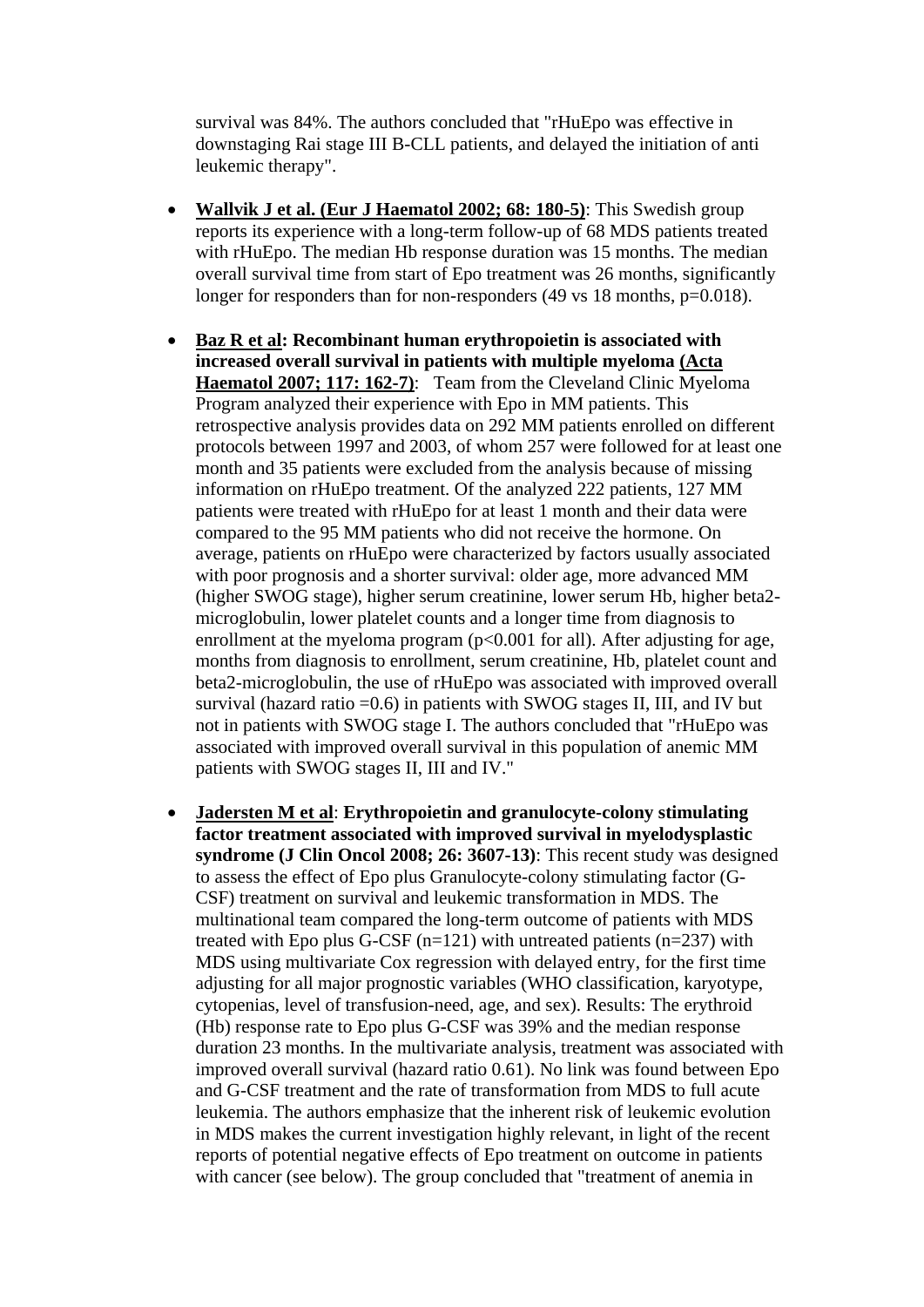survival was 84%. The authors concluded that "rHuEpo was effective in downstaging Rai stage III B-CLL patients, and delayed the initiation of anti leukemic therapy".

- **Wallvik J et al. (Eur J Haematol 2002; 68: 180-5)**: This Swedish group reports its experience with a long-term follow-up of 68 MDS patients treated with rHuEpo. The median Hb response duration was 15 months. The median overall survival time from start of Epo treatment was 26 months, significantly longer for responders than for non-responders (49 vs 18 months, p=0.018).

- **Baz R et al: Recombinant human erythropoietin is associated with increased overall survival in patients with multiple myeloma (Acta Haematol 2007; 117: 162-7)**: Team from the Cleveland Clinic Myeloma Program analyzed their experience with Epo in MM patients. This retrospective analysis provides data on 292 MM patients enrolled on different protocols between 1997 and 2003, of whom 257 were followed for at least one month and 35 patients were excluded from the analysis because of missing information on rHuEpo treatment. Of the analyzed 222 patients, 127 MM patients were treated with rHuEpo for at least 1 month and their data were compared to the 95 MM patients who did not receive the hormone. On average, patients on rHuEpo were characterized by factors usually associated with poor prognosis and a shorter survival: older age, more advanced MM (higher SWOG stage), higher serum creatinine, lower serum Hb, higher beta2-microglobulin, lower platelet counts and a longer time from diagnosis to enrollment at the myeloma program (p<0.001 for all). After adjusting for age, months from diagnosis to enrollment, serum creatinine, Hb, platelet count and beta2-microglobulin, the use of rHuEpo was associated with improved overall survival (hazard ratio =0.6) in patients with SWOG stages II, III, and IV but not in patients with SWOG stage I. The authors concluded that "rHuEpo was associated with improved overall survival in this population of anemic MM patients with SWOG stages II, III and IV."

- **Jadersten M et al**: **Erythropoietin and granulocyte-colony stimulating factor treatment associated with improved survival in myelodysplastic syndrome (J Clin Oncol 2008; 26: 3607-13)**: This recent study was designed to assess the effect of Epo plus Granulocyte-colony stimulating factor (G-CSF) treatment on survival and leukemic transformation in MDS. The multinational team compared the long-term outcome of patients with MDS treated with Epo plus G-CSF (n=121) with untreated patients (n=237) with MDS using multivariate Cox regression with delayed entry, for the first time adjusting for all major prognostic variables (WHO classification, karyotype, cytopenias, level of transfusion-need, age, and sex). Results: The erythroid (Hb) response rate to Epo plus G-CSF was 39% and the median response duration 23 months. In the multivariate analysis, treatment was associated with improved overall survival (hazard ratio 0.61). No link was found between Epo and G-CSF treatment and the rate of transformation from MDS to full acute leukemia. The authors emphasize that the inherent risk of leukemic evolution in MDS makes the current investigation highly relevant, in light of the recent reports of potential negative effects of Epo treatment on outcome in patients with cancer (see below). The group concluded that "treatment of anemia in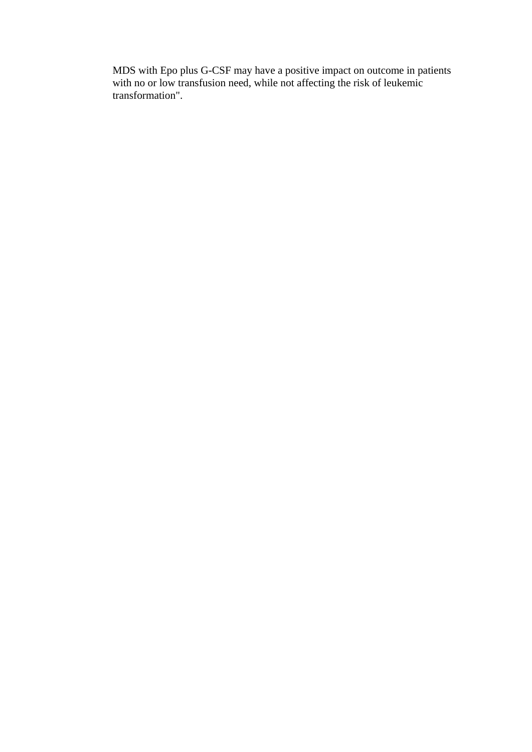MDS with Epo plus G-CSF may have a positive impact on outcome in patients with no or low transfusion need, while not affecting the risk of leukemic transformation".